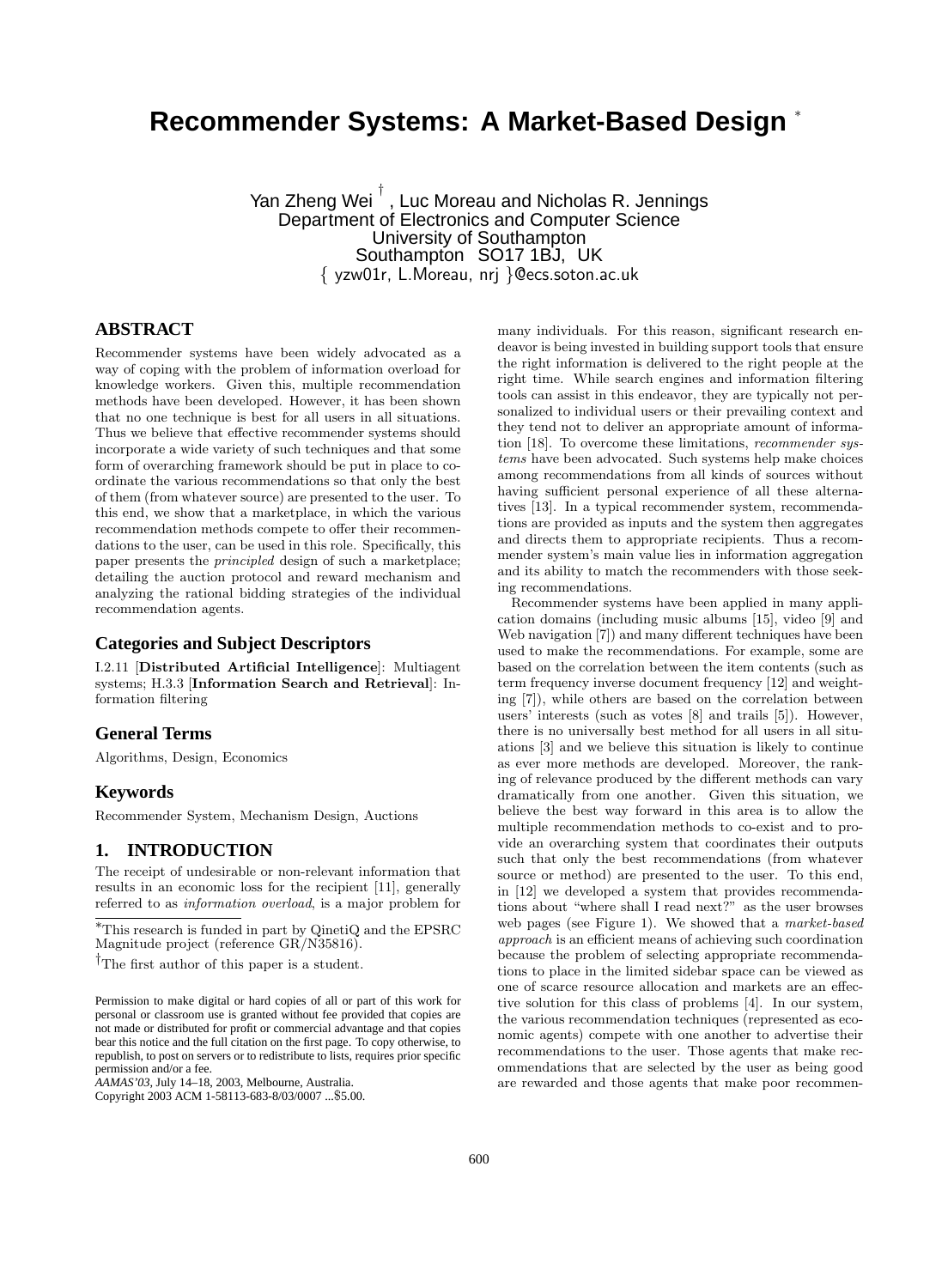# Recommender Systems: A Market-Based Design [*]

Yan Zheng Wei [†], Luc Moreau and Nicholas R. Jennings
Department of Electronics and Computer Science
University of Southampton
Southampton SO17 1BJ, UK
{ yzw01r, L.Moreau, nrj }@ecs.soton.ac.uk

## ABSTRACT

Recommender systems have been widely advocated as a way of coping with the problem of information overload for knowledge workers. Given this, multiple recommendation methods have been developed. However, it has been shown that no one technique is best for all users in all situations. Thus we believe that effective recommender systems should incorporate a wide variety of such techniques and that some form of overarching framework should be put in place to coordinate the various recommendations so that only the best of them (from whatever source) are presented to the user. To this end, we show that a marketplace, in which the various recommendation methods compete to offer their recommendations to the user, can be used in this role. Specifically, this paper presents the *principled* design of such a marketplace; detailing the auction protocol and reward mechanism and analyzing the rational bidding strategies of the individual recommendation agents.

### Categories and Subject Descriptors

I.2.11 [**Distributed Artificial Intelligence**]: Multiagent systems; H.3.3 [**Information Search and Retrieval**]: Information filtering

### General Terms

Algorithms, Design, Economics

### Keywords

Recommender System, Mechanism Design, Auctions

## 1. INTRODUCTION

The receipt of undesirable or non-relevant information that results in an economic loss for the recipient [11], generally referred to as *information overload*, is a major problem for many individuals. For this reason, significant research endeavor is being invested in building support tools that ensure the right information is delivered to the right people at the right time. While search engines and information filtering tools can assist in this endeavor, they are typically not personalized to individual users or their prevailing context and they tend not to deliver an appropriate amount of information [18]. To overcome these limitations, *recommender systems* have been advocated. Such systems help make choices among recommendations from all kinds of sources without having sufficient personal experience of all these alternatives [13]. In a typical recommender system, recommendations are provided as inputs and the system then aggregates and directs them to appropriate recipients. Thus a recommender system's main value lies in information aggregation and its ability to match the recommenders with those seeking recommendations.

Recommender systems have been applied in many application domains (including music albums [15], video [9] and Web navigation [7]) and many different techniques have been used to make the recommendations. For example, some are based on the correlation between the item contents (such as term frequency inverse document frequency [12] and weighting [7]), while others are based on the correlation between users' interests (such as votes [8] and trails [5]). However, there is no universally best method for all users in all situations [3] and we believe this situation is likely to continue as ever more methods are developed. Moreover, the ranking of relevance produced by the different methods can vary dramatically from one another. Given this situation, we believe the best way forward in this area is to allow the multiple recommendation methods to co-exist and to provide an overarching system that coordinates their outputs such that only the best recommendations (from whatever source or method) are presented to the user. To this end, in [12] we developed a system that provides recommendations about "where shall I read next?" as the user browses web pages (see Figure 1). We showed that a *market-based approach* is an efficient means of achieving such coordination because the problem of selecting appropriate recommendations to place in the limited sidebar space can be viewed as one of scarce resource allocation and markets are an effective solution for this class of problems [4]. In our system, the various recommendation techniques (represented as economic agents) compete with one another to advertise their recommendations to the user. Those agents that make recommendations that are selected by the user as being good are rewarded and those agents that make poor recommen-

---

[*] This research is funded in part by QinetiQ and the EPSRC Magnitude project (reference GR/N35816).

[†] The first author of this paper is a student.

Permission to make digital or hard copies of all or part of this work for personal or classroom use is granted without fee provided that copies are not made or distributed for profit or commercial advantage and that copies bear this notice and the full citation on the first page. To copy otherwise, to republish, to post on servers or to redistribute to lists, requires prior specific permission and/or a fee.
*AAMAS'03*, July 14–18, 2003, Melbourne, Australia.
Copyright 2003 ACM 1-58113-683-8/03/0007 ...$5.00.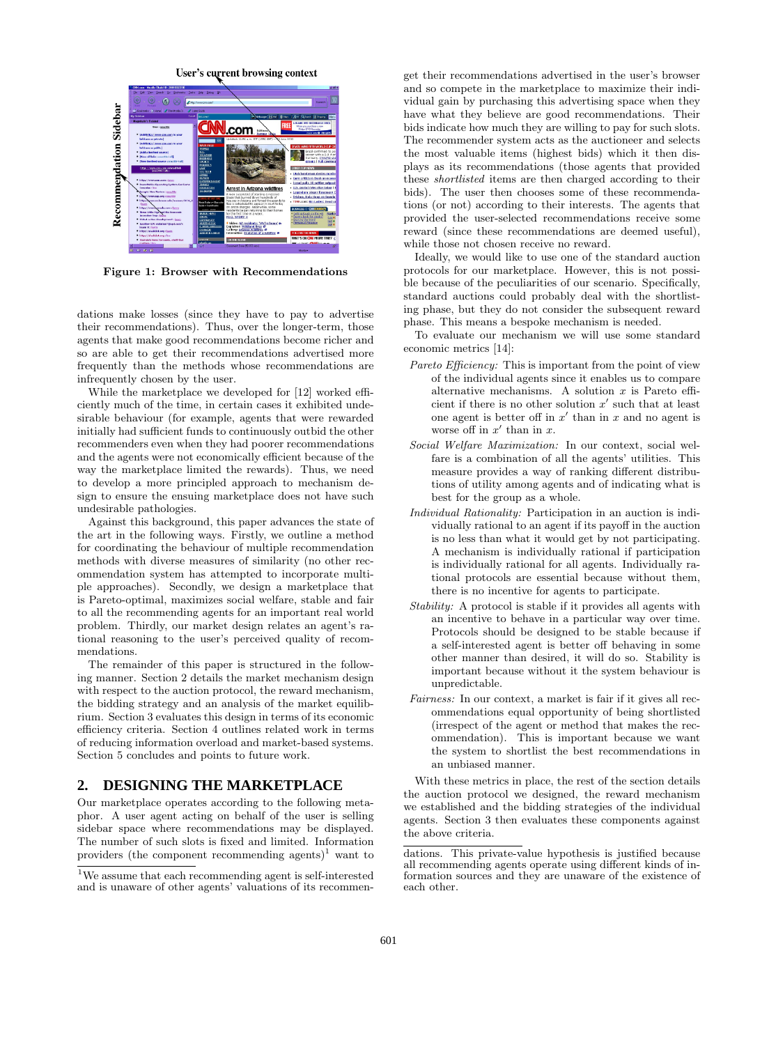User's current browsing context

Recommendation Sidebar

Figure 1: Browser with Recommendations

dations make losses (since they have to pay to advertise their recommendations). Thus, over the longer-term, those agents that make good recommendations become richer and so are able to get their recommendations advertised more frequently than the methods whose recommendations are infrequently chosen by the user.

While the marketplace we developed for [12] worked efficiently much of the time, in certain cases it exhibited undesirable behaviour (for example, agents that were rewarded initially had sufficient funds to continuously outbid the other recommenders even when they had poorer recommendations and the agents were not economically efficient because of the way the marketplace limited the rewards). Thus, we need to develop a more principled approach to mechanism design to ensure the ensuing marketplace does not have such undesirable pathologies.

Against this background, this paper advances the state of the art in the following ways. Firstly, we outline a method for coordinating the behaviour of multiple recommendation methods with diverse measures of similarity (no other recommendation system has attempted to incorporate multiple approaches). Secondly, we design a marketplace that is Pareto-optimal, maximizes social welfare, stable and fair to all the recommending agents for an important real world problem. Thirdly, our market design relates an agent's rational reasoning to the user's perceived quality of recommendations.

The remainder of this paper is structured in the following manner. Section 2 details the market mechanism design with respect to the auction protocol, the reward mechanism, the bidding strategy and an analysis of the market equilibrium. Section 3 evaluates this design in terms of its economic efficiency criteria. Section 4 outlines related work in terms of reducing information overload and market-based systems. Section 5 concludes and points to future work.

## 2. DESIGNING THE MARKETPLACE

Our marketplace operates according to the following metaphor. A user agent acting on behalf of the user is selling sidebar space where recommendations may be displayed. The number of such slots is fixed and limited. Information providers (the component recommending agents)[1] want to get their recommendations advertised in the user's browser and so compete in the marketplace to maximize their individual gain by purchasing this advertising space when they have what they believe are good recommendations. Their bids indicate how much they are willing to pay for such slots. The recommender system acts as the auctioneer and selects the most valuable items (highest bids) which it then displays as its recommendations (those agents that provided these *shortlisted* items are then charged according to their bids). The user then chooses some of these recommendations (or not) according to their interests. The agents that provided the user-selected recommendations receive some reward (since these recommendations are deemed useful), while those not chosen receive no reward.

Ideally, we would like to use one of the standard auction protocols for our marketplace. However, this is not possible because of the peculiarities of our scenario. Specifically, standard auctions could probably deal with the shortlisting phase, but they do not consider the subsequent reward phase. This means a bespoke mechanism is needed.

To evaluate our mechanism we will use some standard economic metrics [14]:

*Pareto Efficiency:* This is important from the point of view of the individual agents since it enables us to compare alternative mechanisms. A solution $x$ is Pareto efficient if there is no other solution $x'$ such that at least one agent is better off in $x'$ than in $x$ and no agent is worse off in $x'$ than in $x$.

*Social Welfare Maximization:* In our context, social welfare is a combination of all the agents' utilities. This measure provides a way of ranking different distributions of utility among agents and of indicating what is best for the group as a whole.

*Individual Rationality:* Participation in an auction is individually rational to an agent if its payoff in the auction is no less than what it would get by not participating. A mechanism is individually rational if participation is individually rational for all agents. Individually rational protocols are essential because without them, there is no incentive for agents to participate.

*Stability:* A protocol is stable if it provides all agents with an incentive to behave in a particular way over time. Protocols should be designed to be stable because if a self-interested agent is better off behaving in some other manner than desired, it will do so. Stability is important because without it the system behaviour is unpredictable.

*Fairness:* In our context, a market is fair if it gives all recommendations equal opportunity of being shortlisted (irrespect of the agent or method that makes the recommendation). This is important because we want the system to shortlist the best recommendations in an unbiased manner.

With these metrics in place, the rest of the section details the auction protocol we designed, the reward mechanism we established and the bidding strategies of the individual agents. Section 3 then evaluates these components against the above criteria.

[1] We assume that each recommending agent is self-interested and is unaware of other agents' valuations of its recommendations. This private-value hypothesis is justified because all recommending agents operate using different kinds of information sources and they are unaware of the existence of each other.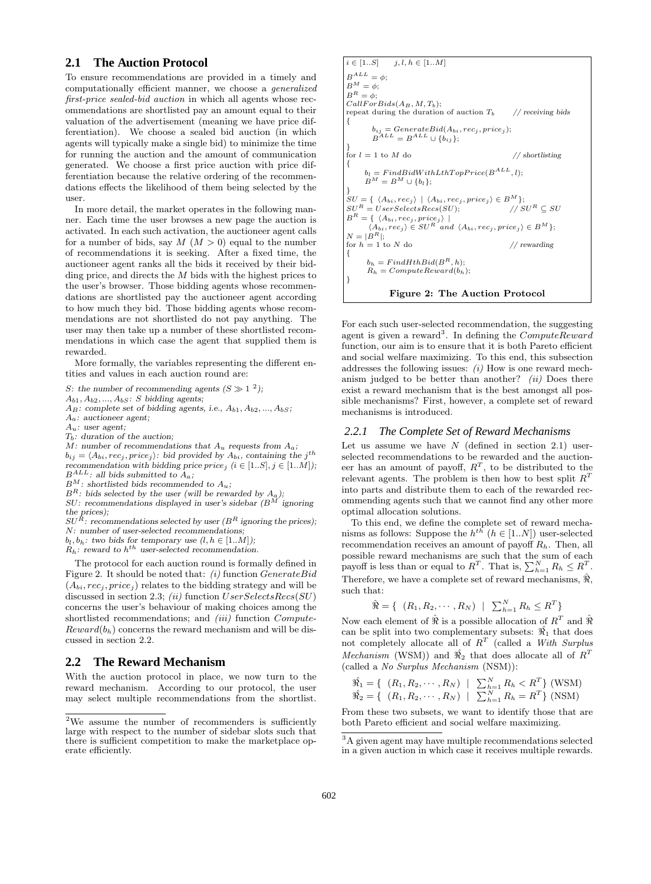## 2.1 The Auction Protocol

To ensure recommendations are provided in a timely and computationally efficient manner, we choose a *generalized first-price sealed-bid auction* in which all agents whose recommendations are shortlisted pay an amount equal to their valuation of the advertisement (meaning we have price differentiation). We choose a sealed bid auction (in which agents will typically make a single bid) to minimize the time for running the auction and the amount of communication generated. We choose a first price auction with price differentiation because the relative ordering of the recommendations effects the likelihood of them being selected by the user.

In more detail, the market operates in the following manner. Each time the user browses a new page the auction is activated. In each such activation, the auctioneer agent calls for a number of bids, say $M$ ($M > 0$) equal to the number of recommendations it is seeking. After a fixed time, the auctioneer agent ranks all the bids it received by their bidding price, and directs the $M$ bids with the highest prices to the user's browser. Those bidding agents whose recommendations are shortlisted pay the auctioneer agent according to how much they bid. Those bidding agents whose recommendations are not shortlisted do not pay anything. The user may then take up a number of these shortlisted recommendations in which case the agent that supplied them is rewarded.

More formally, the variables representing the different entities and values in each auction round are:

- *$S$: the number of recommending agents ($S \gg 1$ [2]);*
- *$A_{b1}, A_{b2}, ..., A_{bS}$: $S$ bidding agents;*
- *$A_B$: complete set of bidding agents, i.e., $A_{b1}, A_{b2}, ..., A_{bS}$;*
- *$A_a$: auctioneer agent;*
- *$A_u$: user agent;*
- *$T_b$: duration of the auction;*
- *$M$: number of recommendations that $A_u$ requests from $A_a$;*
- *$b_{ij} = \langle A_{bi}, rec_j, price_j \rangle$: bid provided by $A_{bi}$, containing the $j^{th}$ recommendation with bidding price $price_j$ ($i \in [1..S], j \in [1..M]$);*
- *$B^{ALL}$: all bids submitted to $A_a$;*
- *$B^M$: shortlisted bids recommended to $A_u$;*
- *$B^R$: bids selected by the user (will be rewarded by $A_a$);*
- *$SU$: recommendations displayed in user's sidebar ($B^M$ ignoring the prices);*
- *$SU^R$: recommendations selected by user ($B^R$ ignoring the prices);*
- *$N$: number of user-selected recommendations;*
- *$b_l, b_h$: two bids for temporary use ($l, h \in [1..M]$);*
- *$R_h$: reward to $h^{th}$ user-selected recommendation.*

The protocol for each auction round is formally defined in Figure 2. It should be noted that: *(i)* function $GenerateBid(A_{bi}, rec_j, price_j)$ relates to the bidding strategy and will be discussed in section 2.3; *(ii)* function $UserSelectsRecs(SU)$ concerns the user's behaviour of making choices among the shortlisted recommendations; and *(iii)* function $ComputeReward(b_h)$ concerns the reward mechanism and will be discussed in section 2.2.

```
i ∈ [1..S]    j, l, h ∈ [1..M]
B^ALL = φ;
B^M = φ;
B^R = φ;
CallForBids(A_B, M, T_b);
repeat during the duration of auction T_b        // receiving bids
{
      b_ij = GenerateBid(A_bi, rec_j, price_j);
      B^ALL = B^ALL ∪ {b_ij};
}
for l = 1 to M do                                // shortlisting
{
      b_l = FindBidWithLthTopPrice(B^ALL, l);
      B^M = B^M ∪ {b_l};
}
SU = { ⟨A_bi, rec_j⟩ | ⟨A_bi, rec_j, price_j⟩ ∈ B^M };
SU^R = UserSelectsRecs(SU);                      // SU^R ⊆ SU
B^R = { ⟨A_bi, rec_j, price_j⟩ |
      ⟨A_bi, rec_j⟩ ∈ SU^R and ⟨A_bi, rec_j, price_j⟩ ∈ B^M };
N = |B^R|;
for h = 1 to N do                                // rewarding
{
      b_h = FindHthBid(B^R, h);
      R_h = ComputeReward(b_h);
}
```

**Figure 2: The Auction Protocol**

## 2.2 The Reward Mechanism

With the auction protocol in place, we now turn to the reward mechanism. According to our protocol, the user may select multiple recommendations from the shortlist. For each such user-selected recommendation, the suggesting agent is given a reward[3]. In defining the $ComputeReward$ function, our aim is to ensure that it is both Pareto efficient and social welfare maximizing. To this end, this subsection addresses the following issues: *(i)* How is one reward mechanism judged to be better than another? *(ii)* Does there exist a reward mechanism that is the best amongst all possible mechanisms? First, however, a complete set of reward mechanisms is introduced.

### 2.2.1 The Complete Set of Reward Mechanisms

Let us assume we have $N$ (defined in section 2.1) user-selected recommendations to be rewarded and the auctioneer has an amount of payoff, $R^T$, to be distributed to the relevant agents. The problem is then how to best split $R^T$ into parts and distribute them to each of the rewarded recommending agents such that we cannot find any other more optimal allocation solutions.

To this end, we define the complete set of reward mechanisms as follows: Suppose the $h^{th}$ ($h \in [1..N]$) user-selected recommendation receives an amount of payoff $R_h$. Then, all possible reward mechanisms are such that the sum of each payoff is less than or equal to $R^T$. That is, $\sum_{h=1}^{N} R_h \leq R^T$. Therefore, we have a complete set of reward mechanisms, $\hat{\Re}$, such that:

$$\hat{\Re} = \{ \ (R_1, R_2, \cdots, R_N) \ | \ \sum_{h=1}^{N} R_h \leq R^T \}$$

Now each element of $\hat{\Re}$ is a possible allocation of $R^T$ and $\hat{\Re}$ can be split into two complementary subsets: $\hat{\Re}_1$ that does not completely allocate all of $R^T$ (called a *With Surplus Mechanism* (WSM)) and $\hat{\Re}_2$ that does allocate all of $R^T$ (called a *No Surplus Mechanism* (NSM)):

$$\hat{\Re}_1 = \{ \ (R_1, R_2, \cdots, R_N) \ | \ \sum_{h=1}^{N} R_h < R^T \} \text{ (WSM)}$$
$$\hat{\Re}_2 = \{ \ (R_1, R_2, \cdots, R_N) \ | \ \sum_{h=1}^{N} R_h = R^T \} \text{ (NSM)}$$

From these two subsets, we want to identify those that are both Pareto efficient and social welfare maximizing.

---

[2] We assume the number of recommenders is sufficiently large with respect to the number of sidebar slots such that there is sufficient competition to make the marketplace operate efficiently.

[3] A given agent may have multiple recommendations selected in a given auction in which case it receives multiple rewards.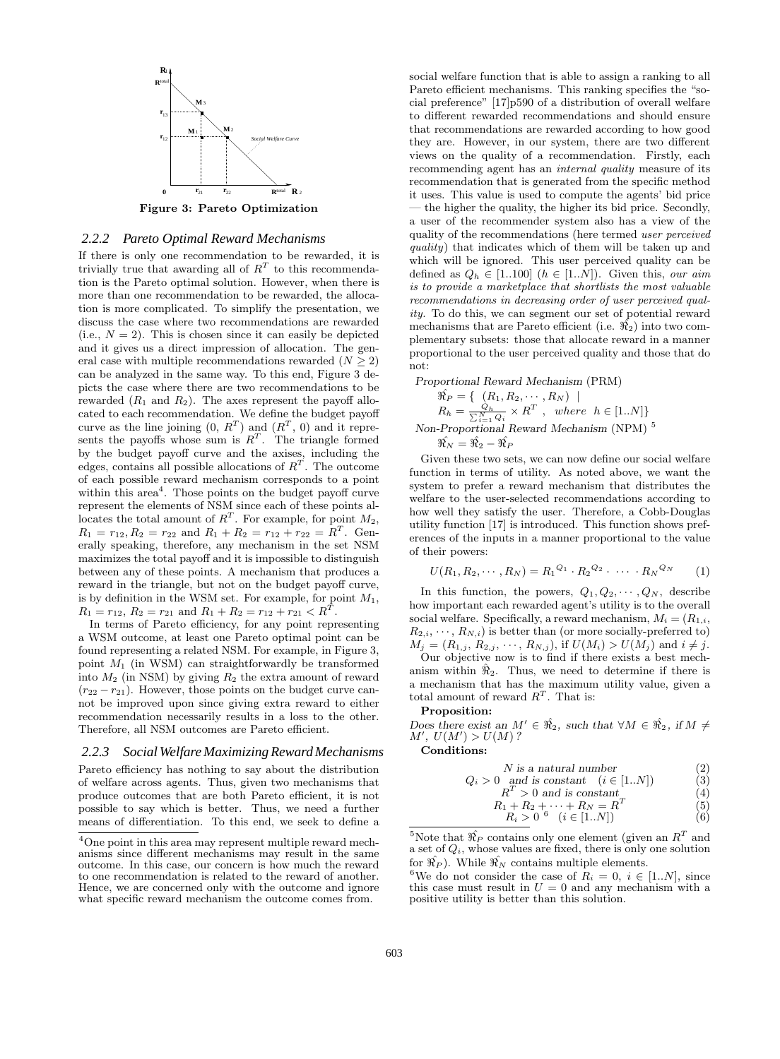Figure 3: Pareto Optimization

### 2.2.2 Pareto Optimal Reward Mechanisms

If there is only one recommendation to be rewarded, it is trivially true that awarding all of $R^T$ to this recommendation is the Pareto optimal solution. However, when there is more than one recommendation to be rewarded, the allocation is more complicated. To simplify the presentation, we discuss the case where two recommendations are rewarded (i.e., $N = 2$). This is chosen since it can easily be depicted and it gives us a direct impression of allocation. The general case with multiple recommendations rewarded ($N \geq 2$) can be analyzed in the same way. To this end, Figure 3 depicts the case where there are two recommendations to be rewarded ($R_1$ and $R_2$). The axes represent the payoff allocated to each recommendation. We define the budget payoff curve as the line joining (0, $R^T$) and ($R^T$, 0) and it represents the payoffs whose sum is $R^T$. The triangle formed by the budget payoff curve and the axises, including the edges, contains all possible allocations of $R^T$. The outcome of each possible reward mechanism corresponds to a point within this area[4]. Those points on the budget payoff curve represent the elements of NSM since each of these points allocates the total amount of $R^T$. For example, for point $M_2$, $R_1 = r_{12}, R_2 = r_{22}$ and $R_1 + R_2 = r_{12} + r_{22} = R^T$. Generally speaking, therefore, any mechanism in the set NSM maximizes the total payoff and it is impossible to distinguish between any of these points. A mechanism that produces a reward in the triangle, but not on the budget payoff curve, is by definition in the WSM set. For example, for point $M_1$, $R_1 = r_{12}$, $R_2 = r_{21}$ and $R_1 + R_2 = r_{12} + r_{21} < R^T$.

In terms of Pareto efficiency, for any point representing a WSM outcome, at least one Pareto optimal point can be found representing a related NSM. For example, in Figure 3, point $M_1$ (in WSM) can straightforwardly be transformed into $M_2$ (in NSM) by giving $R_2$ the extra amount of reward $(r_{22} - r_{21})$. However, those points on the budget curve cannot be improved upon since giving extra reward to either recommendation necessarily results in a loss to the other. Therefore, all NSM outcomes are Pareto efficient.

### 2.2.3 Social Welfare Maximizing Reward Mechanisms

Pareto efficiency has nothing to say about the distribution of welfare across agents. Thus, given two mechanisms that produce outcomes that are both Pareto efficient, it is not possible to say which is better. Thus, we need a further means of differentiation. To this end, we seek to define a social welfare function that is able to assign a ranking to all Pareto efficient mechanisms. This ranking specifies the "social preference" [17]p590 of a distribution of overall welfare to different rewarded recommendations and should ensure that recommendations are rewarded according to how good they are. However, in our system, there are two different views on the quality of a recommendation. Firstly, each recommending agent has an *internal quality* measure of its recommendation that is generated from the specific method it uses. This value is used to compute the agents' bid price — the higher the quality, the higher its bid price. Secondly, a user of the recommender system also has a view of the quality of the recommendations (here termed *user perceived quality*) that indicates which of them will be taken up and which will be ignored. This user perceived quality can be defined as $Q_h \in [1..100]$ ($h \in [1..N]$). Given this, *our aim is to provide a marketplace that shortlists the most valuable recommendations in decreasing order of user perceived quality.* To do this, we can segment our set of potential reward mechanisms that are Pareto efficient (i.e. $\hat{\Re}_2$) into two complementary subsets: those that allocate reward in a manner proportional to the user perceived quality and those that do not:

*Proportional Reward Mechanism* (PRM)

$$\hat{\Re}_P = \{ \ (R_1, R_2, \cdots, R_N) \ | \ R_h = \frac{Q_h}{\sum_{i=1}^{N} Q_i} \times R^T \ , \ \ where \ \ h \in [1..N]\}$$

*Non-Proportional Reward Mechanism* (NPM) [5]

$$\hat{\Re}_N = \hat{\Re}_2 - \hat{\Re}_P$$

Given these two sets, we can now define our social welfare function in terms of utility. As noted above, we want the system to prefer a reward mechanism that distributes the welfare to the user-selected recommendations according to how well they satisfy the user. Therefore, a Cobb-Douglas utility function [17] is introduced. This function shows preferences of the inputs in a manner proportional to the value of their powers:

$$U(R_1, R_2, \cdots, R_N) = {R_1}^{Q_1} \cdot {R_2}^{Q_2} \cdot \ \cdots \ \cdot {R_N}^{Q_N} \qquad (1)$$

In this function, the powers, $Q_1, Q_2, \cdots, Q_N$, describe how important each rewarded agent's utility is to the overall social welfare. Specifically, a reward mechanism, $M_i = (R_{1,i}, R_{2,i}, \cdots, R_{N,i})$ is better than (or more socially-preferred to) $M_j = (R_{1,j}, R_{2,j}, \cdots, R_{N,j})$, if $U(M_i) > U(M_j)$ and $i \neq j$.

Our objective now is to find if there exists a best mechanism within $\hat{\Re}_2$. Thus, we need to determine if there is a mechanism that has the maximum utility value, given a total amount of reward $R^T$. That is:

**Proposition:**

*Does there exist an $M' \in \hat{\Re}_2$, such that $\forall M \in \hat{\Re}_2$, if $M \neq M'$, $U(M') > U(M)$?*

**Conditions:**

$$N \text{ is a natural number} \qquad (2)$$
$$Q_i > 0 \ \text{ and is constant } \ (i \in [1..N]) \qquad (3)$$
$$R^T > 0 \text{ and is constant} \qquad (4)$$
$$R_1 + R_2 + \cdots + R_N = R^T \qquad (5)$$
$$R_i > 0 \ ^{6} \ \ (i \in [1..N]) \qquad (6)$$

[4] One point in this area may represent multiple reward mechanisms since different mechanisms may result in the same outcome. In this case, our concern is how much the reward to one recommendation is related to the reward of another. Hence, we are concerned only with the outcome and ignore what specific reward mechanism the outcome comes from.

[5] Note that $\hat{\Re}_P$ contains only one element (given an $R^T$ and a set of $Q_i$, whose values are fixed, there is only one solution for $\hat{\Re}_P$). While $\hat{\Re}_N$ contains multiple elements.

[6] We do not consider the case of $R_i = 0$, $i \in [1..N]$, since this case must result in $U = 0$ and any mechanism with a positive utility is better than this solution.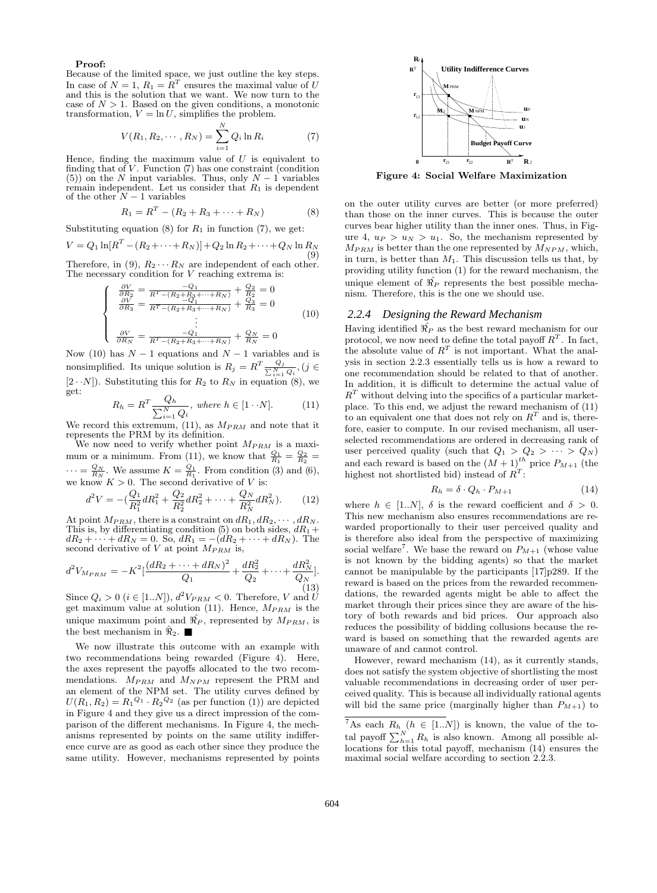**Proof:**
Because of the limited space, we just outline the key steps. In case of $N = 1$, $R_1 = R^T$ ensures the maximal value of $U$ and this is the solution that we want. We now turn to the case of $N > 1$. Based on the given conditions, a monotonic transformation, $V = \ln U$, simplifies the problem.

$$V(R_1, R_2, \cdots, R_N) = \sum_{i=1}^{N} Q_i \ln R_i \tag{7}$$

Hence, finding the maximum value of $U$ is equivalent to finding that of $V$. Function (7) has one constraint (condition (5)) on the $N$ input variables. Thus, only $N-1$ variables remain independent. Let us consider that $R_1$ is dependent of the other $N-1$ variables

$$R_1 = R^T - (R_2 + R_3 + \cdots + R_N) \tag{8}$$

Substituting equation (8) for $R_1$ in function (7), we get:

$$V = Q_1 \ln[R^T - (R_2 + \cdots + R_N)] + Q_2 \ln R_2 + \cdots + Q_N \ln R_N \tag{9}$$

Therefore, in (9), $R_2 \cdots R_N$ are independent of each other. The necessary condition for $V$ reaching extrema is:

$$\begin{cases} \frac{\partial V}{\partial R_2} = \frac{-Q_1}{R^T - (R_2 + R_3 + \cdots + R_N)} + \frac{Q_2}{R_2} = 0 \\ \frac{\partial V}{\partial R_3} = \frac{-Q_1}{R^T - (R_2 + R_3 + \cdots + R_N)} + \frac{Q_3}{R_3} = 0 \\ \vdots \\ \frac{\partial V}{\partial R_N} = \frac{-Q_1}{R^T - (R_2 + R_3 + \cdots + R_N)} + \frac{Q_N}{R_N} = 0 \end{cases} \tag{10}$$

Now (10) has $N-1$ equations and $N-1$ variables and is nonsimplified. Its unique solution is $R_j = R^T \frac{Q_j}{\sum_{i=1}^{N} Q_i}, (j \in [2 \cdots N])$. Substituting this for $R_2$ to $R_N$ in equation (8), we get:

$$R_h = R^T \frac{Q_h}{\sum_{i=1}^{N} Q_i}, \text{ where } h \in [1 \cdots N]. \tag{11}$$

We record this extremum, (11), as $M_{PRM}$ and note that it represents the PRM by its definition.

We now need to verify whether point $M_{PRM}$ is a maximum or a minimum. From (11), we know that $\frac{Q_1}{R_1} = \frac{Q_2}{R_2} = \cdots = \frac{Q_N}{R_N}$. We assume $K = \frac{Q_1}{R_1}$. From condition (3) and (6), we know $K > 0$. The second derivative of $V$ is:

$$d^2V = -(\frac{Q_1}{R_1^2} dR_1^2 + \frac{Q_2}{R_2^2} dR_2^2 + \cdots + \frac{Q_N}{R_N^2} dR_N^2). \tag{12}$$

At point $M_{PRM}$, there is a constraint on $dR_1, dR_2, \cdots, dR_N$. This is, by differentiating condition (5) on both sides, $dR_1 + dR_2 + \cdots + dR_N = 0$. So, $dR_1 = -(dR_2 + \cdots + dR_N)$. The second derivative of $V$ at point $M_{PRM}$ is,

$$d^2V_{M_{PRM}} = -K^2[\frac{(dR_2 + \cdots + dR_N)^2}{Q_1} + \frac{dR_2^2}{Q_2} + \cdots + \frac{dR_N^2}{Q_N}]. \tag{13}$$

Since $Q_i > 0$ $(i \in [1..N])$, $d^2V_{PRM} < 0$. Therefore, $V$ and $U$ get maximum value at solution (11). Hence, $M_{PRM}$ is the unique maximum point and $\hat{\Re}_P$, represented by $M_{PRM}$, is the best mechanism in $\hat{\Re}_2$. ■

We now illustrate this outcome with an example with two recommendations being rewarded (Figure 4). Here, the axes represent the payoffs allocated to the two recommendations. $M_{PRM}$ and $M_{NPM}$ represent the PRM and an element of the NPM set. The utility curves defined by $U(R_1, R_2) = R_1^{Q_1} \cdot R_2^{Q_2}$ (as per function (1)) are depicted in Figure 4 and they give us a direct impression of the comparison of the different mechanisms. In Figure 4, the mechanisms represented by points on the same utility indifference curve are as good as each other since they produce the same utility. However, mechanisms represented by points on the outer utility curves are better (or more preferred) than those on the inner curves. This is because the outer curves bear higher utility than the inner ones. Thus, in Figure 4, $u_P > u_N > u_1$. So, the mechanism represented by $M_{PRM}$ is better than the one represented by $M_{NPM}$, which, in turn, is better than $M_1$. This discussion tells us that, by providing utility function (1) for the reward mechanism, the unique element of $\hat{\Re}_P$ represents the best possible mechanism. Therefore, this is the one we should use.

**Figure 4: Social Welfare Maximization**

### 2.2.4 Designing the Reward Mechanism

Having identified $\hat{\Re}_P$ as the best reward mechanism for our protocol, we now need to define the total payoff $R^T$. In fact, the absolute value of $R^T$ is not important. What the analysis in section 2.2.3 essentially tells us is how a reward to one recommendation should be related to that of another. In addition, it is difficult to determine the actual value of $R^T$ without delving into the specifics of a particular marketplace. To this end, we adjust the reward mechanism of (11) to an equivalent one that does not rely on $R^T$ and is, therefore, easier to compute. In our revised mechanism, all user-selected recommendations are ordered in decreasing rank of user perceived quality (such that $Q_1 > Q_2 > \cdots > Q_N$) and each reward is based on the $(M+1)^{th}$ price $P_{M+1}$ (the highest not shortlisted bid) instead of $R^T$:

$$R_h = \delta \cdot Q_h \cdot P_{M+1} \tag{14}$$

where $h \in [1..N]$, $\delta$ is the reward coefficient and $\delta > 0$. This new mechanism also ensures recommendations are rewarded proportionally to their user perceived quality and is therefore also ideal from the perspective of maximizing social welfare[7]. We base the reward on $P_{M+1}$ (whose value is not known by the bidding agents) so that the market cannot be manipulable by the participants [17]p289. If the reward is based on the prices from the rewarded recommendations, the rewarded agents might be able to affect the market through their prices since they are aware of the history of both rewards and bid prices. Our approach also reduces the possibility of bidding collusions because the reward is based on something that the rewarded agents are unaware of and cannot control.

However, reward mechanism (14), as it currently stands, does not satisfy the system objective of shortlisting the most valuable recommendations in decreasing order of user perceived quality. This is because all individually rational agents will bid the same price (marginally higher than $P_{M+1}$) to

[7] As each $R_h$ $(h \in [1..N])$ is known, the value of the total payoff $\sum_{h=1}^{N} R_h$ is also known. Among all possible allocations for this total payoff, mechanism (14) ensures the maximal social welfare according to section 2.2.3.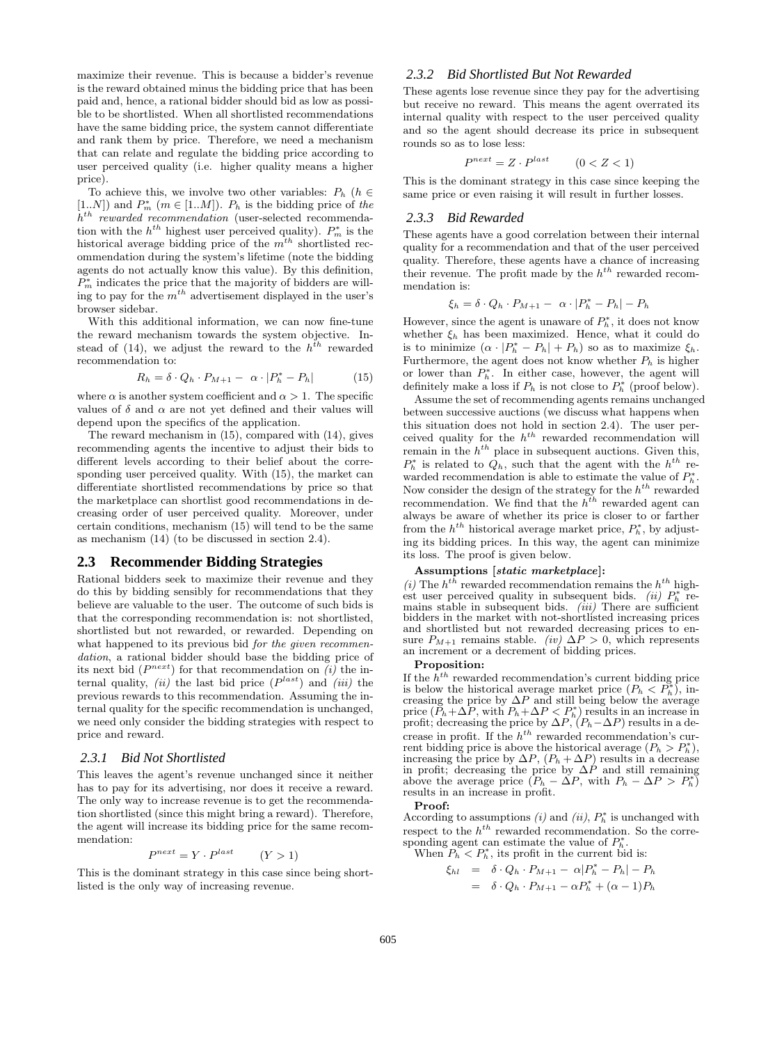maximize their revenue. This is because a bidder's revenue is the reward obtained minus the bidding price that has been paid and, hence, a rational bidder should bid as low as possible to be shortlisted. When all shortlisted recommendations have the same bidding price, the system cannot differentiate and rank them by price. Therefore, we need a mechanism that can relate and regulate the bidding price according to user perceived quality (i.e. higher quality means a higher price).

To achieve this, we involve two other variables: $P_h$ ($h \in [1..N]$) and $P^*_m$ ($m \in [1..M]$). $P_h$ is the bidding price of *the $h^{th}$ rewarded recommendation* (user-selected recommendation with the $h^{th}$ highest user perceived quality). $P^*_m$ is the historical average bidding price of the $m^{th}$ shortlisted recommendation during the system's lifetime (note the bidding agents do not actually know this value). By this definition, $P^*_m$ indicates the price that the majority of bidders are willing to pay for the $m^{th}$ advertisement displayed in the user's browser sidebar.

With this additional information, we can now fine-tune the reward mechanism towards the system objective. Instead of (14), we adjust the reward to the $h^{th}$ rewarded recommendation to:

$$R_h = \delta \cdot Q_h \cdot P_{M+1} - \alpha \cdot |P^*_h - P_h| \qquad (15)$$

where $\alpha$ is another system coefficient and $\alpha > 1$. The specific values of $\delta$ and $\alpha$ are not yet defined and their values will depend upon the specifics of the application.

The reward mechanism in (15), compared with (14), gives recommending agents the incentive to adjust their bids to different levels according to their belief about the corresponding user perceived quality. With (15), the market can differentiate shortlisted recommendations by price so that the marketplace can shortlist good recommendations in decreasing order of user perceived quality. Moreover, under certain conditions, mechanism (15) will tend to be the same as mechanism (14) (to be discussed in section 2.4).

## 2.3 Recommender Bidding Strategies

Rational bidders seek to maximize their revenue and they do this by bidding sensibly for recommendations that they believe are valuable to the user. The outcome of such bids is that the corresponding recommendation is: not shortlisted, shortlisted but not rewarded, or rewarded. Depending on what happened to its previous bid *for the given recommendation*, a rational bidder should base the bidding price of its next bid ($P^{next}$) for that recommendation on *(i)* the internal quality, *(ii)* the last bid price ($P^{last}$) and *(iii)* the previous rewards to this recommendation. Assuming the internal quality for the specific recommendation is unchanged, we need only consider the bidding strategies with respect to price and reward.

### 2.3.1 Bid Not Shortlisted

This leaves the agent's revenue unchanged since it neither has to pay for its advertising, nor does it receive a reward. The only way to increase revenue is to get the recommendation shortlisted (since this might bring a reward). Therefore, the agent will increase its bidding price for the same recommendation:

$$P^{next} = Y \cdot P^{last} \qquad (Y > 1)$$

This is the dominant strategy in this case since being shortlisted is the only way of increasing revenue.

### 2.3.2 Bid Shortlisted But Not Rewarded

These agents lose revenue since they pay for the advertising but receive no reward. This means the agent overrated its internal quality with respect to the user perceived quality and so the agent should decrease its price in subsequent rounds so as to lose less:

$$P^{next} = Z \cdot P^{last} \qquad (0 < Z < 1)$$

This is the dominant strategy in this case since keeping the same price or even raising it will result in further losses.

### 2.3.3 Bid Rewarded

These agents have a good correlation between their internal quality for a recommendation and that of the user perceived quality. Therefore, these agents have a chance of increasing their revenue. The profit made by the $h^{th}$ rewarded recommendation is:

$$\xi_h = \delta \cdot Q_h \cdot P_{M+1} - \alpha \cdot |P^*_h - P_h| - P_h$$

However, since the agent is unaware of $P^*_h$, it does not know whether $\xi_h$ has been maximized. Hence, what it could do is to minimize $(\alpha \cdot |P^*_h - P_h| + P_h)$ so as to maximize $\xi_h$. Furthermore, the agent does not know whether $P_h$ is higher or lower than $P^*_h$. In either case, however, the agent will definitely make a loss if $P_h$ is not close to $P^*_h$ (proof below).

Assume the set of recommending agents remains unchanged between successive auctions (we discuss what happens when this situation does not hold in section 2.4). The user perceived quality for the $h^{th}$ rewarded recommendation will remain in the $h^{th}$ place in subsequent auctions. Given this, $P^*_h$ is related to $Q_h$, such that the agent with the $h^{th}$ rewarded recommendation is able to estimate the value of $P^*_h$. Now consider the design of the strategy for the $h^{th}$ rewarded recommendation. We find that the $h^{th}$ rewarded agent can always be aware of whether its price is closer to or farther from the $h^{th}$ historical average market price, $P^*_h$, by adjusting its bidding prices. In this way, the agent can minimize its loss. The proof is given below.

**Assumptions [*static marketplace*]:**
*(i)* The $h^{th}$ rewarded recommendation remains the $h^{th}$ highest user perceived quality in subsequent bids. *(ii)* $P^*_h$ remains stable in subsequent bids. *(iii)* There are sufficient bidders in the market with not-shortlisted increasing prices and shortlisted but not rewarded decreasing prices to ensure $P_{M+1}$ remains stable. *(iv)* $\Delta P > 0$, which represents an increment or a decrement of bidding prices.

**Proposition:**
If the $h^{th}$ rewarded recommendation's current bidding price is below the historical average market price ($P_h < P^*_h$), increasing the price by $\Delta P$ and still being below the average price ($P_h+\Delta P$, with $P_h+\Delta P < P^*_h$) results in an increase in profit; decreasing the price by $\Delta P$, ($P_h-\Delta P$) results in a decrease in profit. If the $h^{th}$ rewarded recommendation's current bidding price is above the historical average ($P_h > P^*_h$), increasing the price by $\Delta P$, ($P_h + \Delta P$) results in a decrease in profit; decreasing the price by $\Delta P$ and still remaining above the average price ($P_h - \Delta P$, with $P_h - \Delta P > P^*_h$) results in an increase in profit.

**Proof:**
According to assumptions *(i)* and *(ii)*, $P^*_h$ is unchanged with respect to the $h^{th}$ rewarded recommendation. So the corresponding agent can estimate the value of $P^*_h$.

When $P_h < P^*_h$, its profit in the current bid is:

$$\begin{aligned}\xi_{hl} &= \delta \cdot Q_h \cdot P_{M+1} - \alpha|P^*_h - P_h| - P_h \\ &= \delta \cdot Q_h \cdot P_{M+1} - \alpha P^*_h + (\alpha - 1)P_h\end{aligned}$$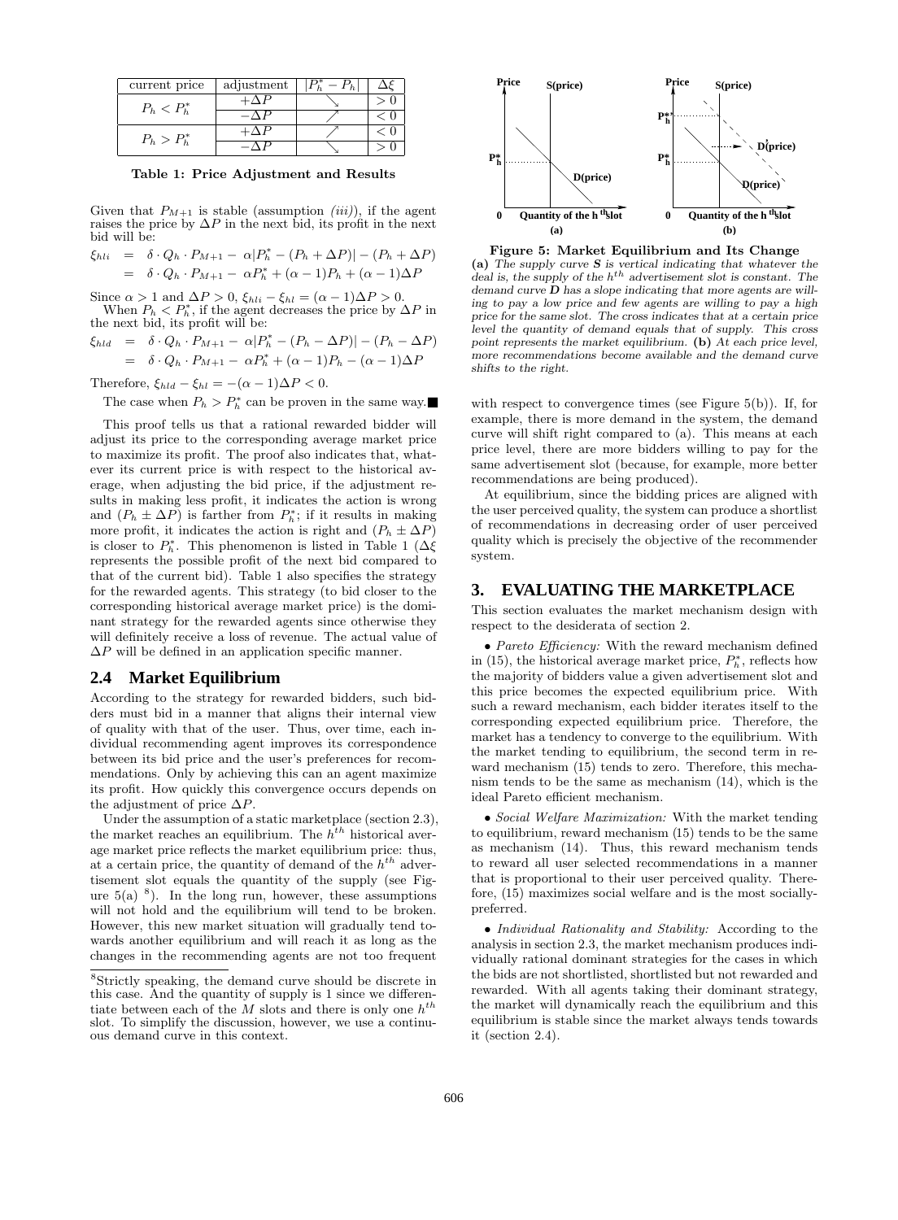| current price | adjustment | $\|P_h^* - P_h\|$ | $\Delta\xi$ |
| --- | --- | --- | --- |
| $P_h < P_h^*$ | $+\Delta P$ | ↘ | $> 0$ |
| | $-\Delta P$ | ↗ | $< 0$ |
| $P_h > P_h^*$ | $+\Delta P$ | ↗ | $< 0$ |
| | $-\Delta P$ | ↘ | $> 0$ |

**Table 1: Price Adjustment and Results**

Given that $P_{M+1}$ is stable (assumption *(iii)*), if the agent raises the price by $\Delta P$ in the next bid, its profit in the next bid will be:

$$\begin{aligned}\xi_{hli} &= \delta \cdot Q_h \cdot P_{M+1} - \alpha|P_h^* - (P_h + \Delta P)| - (P_h + \Delta P) \\ &= \delta \cdot Q_h \cdot P_{M+1} - \alpha P_h^* + (\alpha - 1)P_h + (\alpha - 1)\Delta P\end{aligned}$$

Since $\alpha > 1$ and $\Delta P > 0$, $\xi_{hli} - \xi_{hl} = (\alpha - 1)\Delta P > 0$.

When $P_h < P_h^*$, if the agent decreases the price by $\Delta P$ in the next bid, its profit will be:

$$\begin{aligned}\xi_{hld} &= \delta \cdot Q_h \cdot P_{M+1} - \alpha|P_h^* - (P_h - \Delta P)| - (P_h - \Delta P) \\ &= \delta \cdot Q_h \cdot P_{M+1} - \alpha P_h^* + (\alpha - 1)P_h - (\alpha - 1)\Delta P\end{aligned}$$

Therefore, $\xi_{hld} - \xi_{hl} = -(\alpha - 1)\Delta P < 0$.

The case when $P_h > P_h^*$ can be proven in the same way. ■

This proof tells us that a rational rewarded bidder will adjust its price to the corresponding average market price to maximize its profit. The proof also indicates that, whatever its current price is with respect to the historical average, when adjusting the bid price, if the adjustment results in making less profit, it indicates the action is wrong and $(P_h \pm \Delta P)$ is farther from $P_h^*$; if it results in making more profit, it indicates the action is right and $(P_h \pm \Delta P)$ is closer to $P_h^*$. This phenomenon is listed in Table 1 ($\Delta\xi$ represents the possible profit of the next bid compared to that of the current bid). Table 1 also specifies the strategy for the rewarded agents. This strategy (to bid closer to the corresponding historical average market price) is the dominant strategy for the rewarded agents since otherwise they will definitely receive a loss of revenue. The actual value of $\Delta P$ will be defined in an application specific manner.

## 2.4 Market Equilibrium

According to the strategy for rewarded bidders, such bidders must bid in a manner that aligns their internal view of quality with that of the user. Thus, over time, each individual recommending agent improves its correspondence between its bid price and the user's preferences for recommendations. Only by achieving this can an agent maximize its profit. How quickly this convergence occurs depends on the adjustment of price $\Delta P$.

Under the assumption of a static marketplace (section 2.3), the market reaches an equilibrium. The $h^{th}$ historical average market price reflects the market equilibrium price: thus, at a certain price, the quantity of demand of the $h^{th}$ advertisement slot equals the quantity of the supply (see Figure 5(a) [8]). In the long run, however, these assumptions will not hold and the equilibrium will tend to be broken. However, this new market situation will gradually tend towards another equilibrium and will reach it as long as the changes in the recommending agents are not too frequent with respect to convergence times (see Figure 5(b)). If, for example, there is more demand in the system, the demand curve will shift right compared to (a). This means at each price level, there are more bidders willing to pay for the same advertisement slot (because, for example, more better recommendations are being produced).

[8] Strictly speaking, the demand curve should be discrete in this case. And the quantity of supply is 1 since we differentiate between each of the $M$ slots and there is only one $h^{th}$ slot. To simplify the discussion, however, we use a continuous demand curve in this context.

**Figure 5: Market Equilibrium and Its Change**
**(a)** *The supply curve **S** is vertical indicating that whatever the deal is, the supply of the $h^{th}$ advertisement slot is constant. The demand curve **D** has a slope indicating that more agents are willing to pay a low price and few agents are willing to pay a high price for the same slot. The cross indicates that at a certain price level the quantity of demand equals that of supply. This cross point represents the market equilibrium.* **(b)** *At each price level, more recommendations become available and the demand curve shifts to the right.*

At equilibrium, since the bidding prices are aligned with the user perceived quality, the system can produce a shortlist of recommendations in decreasing order of user perceived quality which is precisely the objective of the recommender system.

# 3. EVALUATING THE MARKETPLACE

This section evaluates the market mechanism design with respect to the desiderata of section 2.

• *Pareto Efficiency:* With the reward mechanism defined in (15), the historical average market price, $P_h^*$, reflects how the majority of bidders value a given advertisement slot and this price becomes the expected equilibrium price. With such a reward mechanism, each bidder iterates itself to the corresponding expected equilibrium price. Therefore, the market has a tendency to converge to the equilibrium. With the market tending to equilibrium, the second term in reward mechanism (15) tends to zero. Therefore, this mechanism tends to be the same as mechanism (14), which is the ideal Pareto efficient mechanism.

• *Social Welfare Maximization:* With the market tending to equilibrium, reward mechanism (15) tends to be the same as mechanism (14). Thus, this reward mechanism tends to reward all user selected recommendations in a manner that is proportional to their user perceived quality. Therefore, (15) maximizes social welfare and is the most socially-preferred.

• *Individual Rationality and Stability:* According to the analysis in section 2.3, the market mechanism produces individually rational dominant strategies for the cases in which the bids are not shortlisted, shortlisted but not rewarded and rewarded. With all agents taking their dominant strategy, the market will dynamically reach the equilibrium and this equilibrium is stable since the market always tends towards it (section 2.4).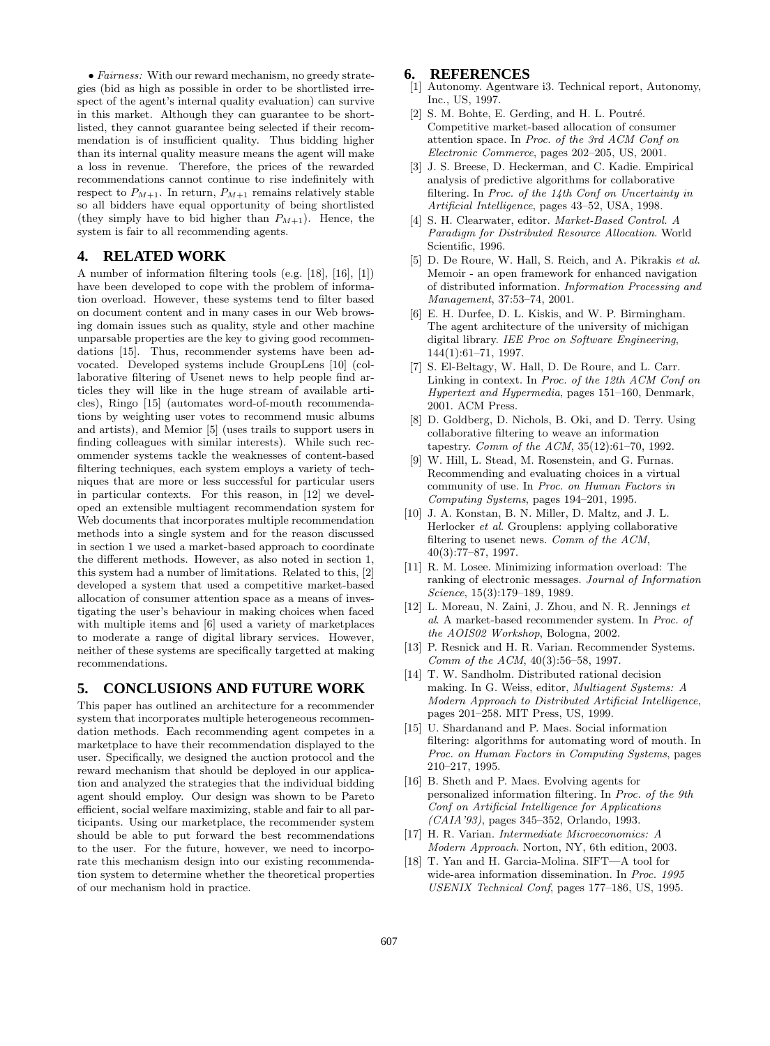• *Fairness:* With our reward mechanism, no greedy strategies (bid as high as possible in order to be shortlisted irrespect of the agent's internal quality evaluation) can survive in this market. Although they can guarantee to be shortlisted, they cannot guarantee being selected if their recommendation is of insufficient quality. Thus bidding higher than its internal quality measure means the agent will make a loss in revenue. Therefore, the prices of the rewarded recommendations cannot continue to rise indefinitely with respect to $P_{M+1}$. In return, $P_{M+1}$ remains relatively stable so all bidders have equal opportunity of being shortlisted (they simply have to bid higher than $P_{M+1}$). Hence, the system is fair to all recommending agents.

## 4. RELATED WORK

A number of information filtering tools (e.g. [18], [16], [1]) have been developed to cope with the problem of information overload. However, these systems tend to filter based on document content and in many cases in our Web browsing domain issues such as quality, style and other machine unparsable properties are the key to giving good recommendations [15]. Thus, recommender systems have been advocated. Developed systems include GroupLens [10] (collaborative filtering of Usenet news to help people find articles they will like in the huge stream of available articles), Ringo [15] (automates word-of-mouth recommendations by weighting user votes to recommend music albums and artists), and Memior [5] (uses trails to support users in finding colleagues with similar interests). While such recommender systems tackle the weaknesses of content-based filtering techniques, each system employs a variety of techniques that are more or less successful for particular users in particular contexts. For this reason, in [12] we developed an extensible multiagent recommendation system for Web documents that incorporates multiple recommendation methods into a single system and for the reason discussed in section 1 we used a market-based approach to coordinate the different methods. However, as also noted in section 1, this system had a number of limitations. Related to this, [2] developed a system that used a competitive market-based allocation of consumer attention space as a means of investigating the user's behaviour in making choices when faced with multiple items and [6] used a variety of marketplaces to moderate a range of digital library services. However, neither of these systems are specifically targetted at making recommendations.

## 5. CONCLUSIONS AND FUTURE WORK

This paper has outlined an architecture for a recommender system that incorporates multiple heterogeneous recommendation methods. Each recommending agent competes in a marketplace to have their recommendation displayed to the user. Specifically, we designed the auction protocol and the reward mechanism that should be deployed in our application and analyzed the strategies that the individual bidding agent should employ. Our design was shown to be Pareto efficient, social welfare maximizing, stable and fair to all participants. Using our marketplace, the recommender system should be able to put forward the best recommendations to the user. For the future, however, we need to incorporate this mechanism design into our existing recommendation system to determine whether the theoretical properties of our mechanism hold in practice.

## 6. REFERENCES

[1] Autonomy. Agentware i3. Technical report, Autonomy, Inc., US, 1997.

[2] S. M. Bohte, E. Gerding, and H. L. Poutré. Competitive market-based allocation of consumer attention space. In *Proc. of the 3rd ACM Conf on Electronic Commerce*, pages 202–205, US, 2001.

[3] J. S. Breese, D. Heckerman, and C. Kadie. Empirical analysis of predictive algorithms for collaborative filtering. In *Proc. of the 14th Conf on Uncertainty in Artificial Intelligence*, pages 43–52, USA, 1998.

[4] S. H. Clearwater, editor. *Market-Based Control. A Paradigm for Distributed Resource Allocation*. World Scientific, 1996.

[5] D. De Roure, W. Hall, S. Reich, and A. Pikrakis *et al*. Memoir - an open framework for enhanced navigation of distributed information. *Information Processing and Management*, 37:53–74, 2001.

[6] E. H. Durfee, D. L. Kiskis, and W. P. Birmingham. The agent architecture of the university of michigan digital library. *IEE Proc on Software Engineering*, 144(1):61–71, 1997.

[7] S. El-Beltagy, W. Hall, D. De Roure, and L. Carr. Linking in context. In *Proc. of the 12th ACM Conf on Hypertext and Hypermedia*, pages 151–160, Denmark, 2001. ACM Press.

[8] D. Goldberg, D. Nichols, B. Oki, and D. Terry. Using collaborative filtering to weave an information tapestry. *Comm of the ACM*, 35(12):61–70, 1992.

[9] W. Hill, L. Stead, M. Rosenstein, and G. Furnas. Recommending and evaluating choices in a virtual community of use. In *Proc. on Human Factors in Computing Systems*, pages 194–201, 1995.

[10] J. A. Konstan, B. N. Miller, D. Maltz, and J. L. Herlocker *et al*. Grouplens: applying collaborative filtering to usenet news. *Comm of the ACM*, 40(3):77–87, 1997.

[11] R. M. Losee. Minimizing information overload: The ranking of electronic messages. *Journal of Information Science*, 15(3):179–189, 1989.

[12] L. Moreau, N. Zaini, J. Zhou, and N. R. Jennings *et al*. A market-based recommender system. In *Proc. of the AOIS02 Workshop*, Bologna, 2002.

[13] P. Resnick and H. R. Varian. Recommender Systems. *Comm of the ACM*, 40(3):56–58, 1997.

[14] T. W. Sandholm. Distributed rational decision making. In G. Weiss, editor, *Multiagent Systems: A Modern Approach to Distributed Artificial Intelligence*, pages 201–258. MIT Press, US, 1999.

[15] U. Shardanand and P. Maes. Social information filtering: algorithms for automating word of mouth. In *Proc. on Human Factors in Computing Systems*, pages 210–217, 1995.

[16] B. Sheth and P. Maes. Evolving agents for personalized information filtering. In *Proc. of the 9th Conf on Artificial Intelligence for Applications (CAIA'93)*, pages 345–352, Orlando, 1993.

[17] H. R. Varian. *Intermediate Microeconomics: A Modern Approach*. Norton, NY, 6th edition, 2003.

[18] T. Yan and H. Garcia-Molina. SIFT—A tool for wide-area information dissemination. In *Proc. 1995 USENIX Technical Conf*, pages 177–186, US, 1995.